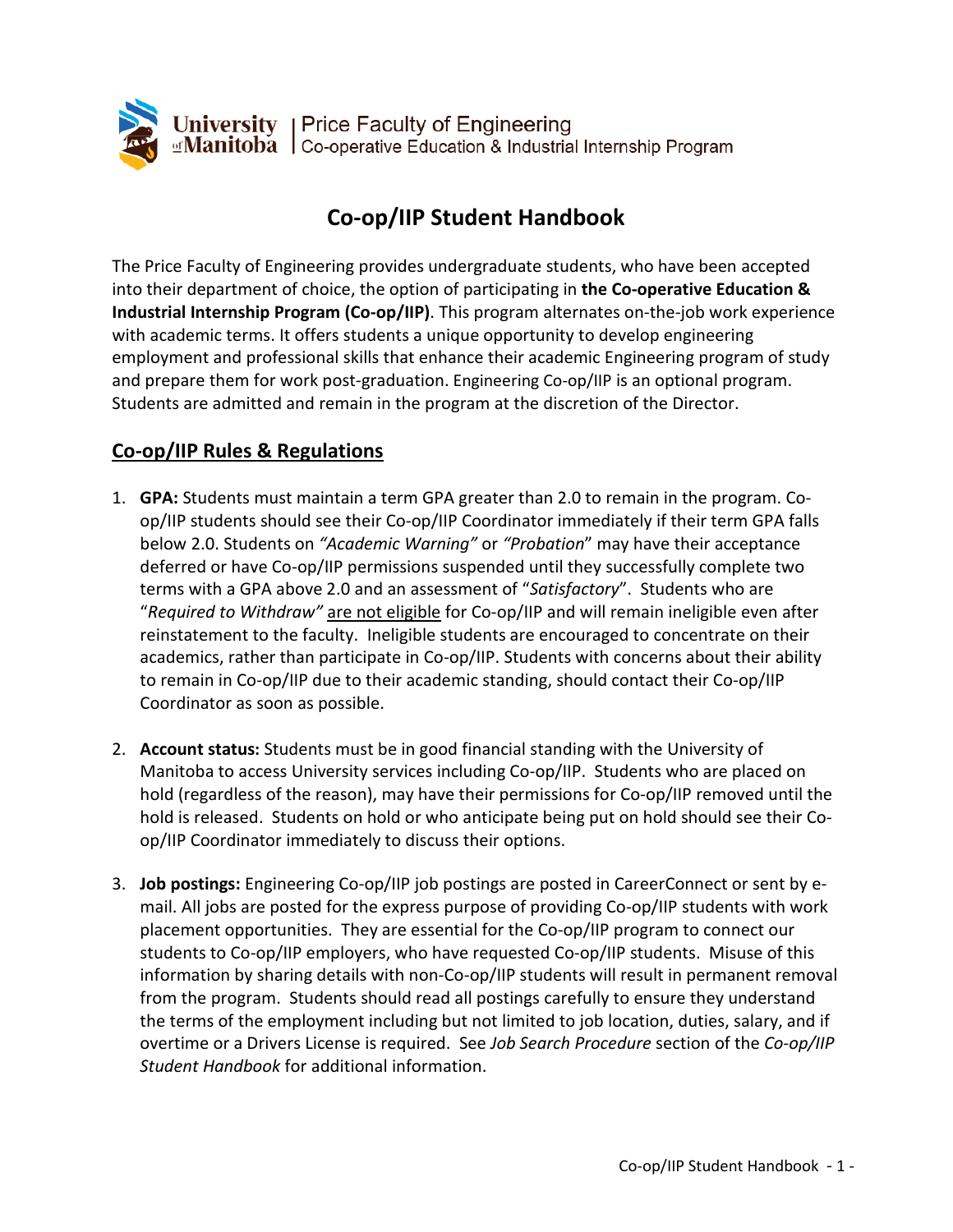University of Manitoba | Price Faculty of Engineering
Co-operative Education & Industrial Internship Program

# Co-op/IIP Student Handbook

The Price Faculty of Engineering provides undergraduate students, who have been accepted into their department of choice, the option of participating in **the Co-operative Education & Industrial Internship Program (Co-op/IIP)**. This program alternates on-the-job work experience with academic terms. It offers students a unique opportunity to develop engineering employment and professional skills that enhance their academic Engineering program of study and prepare them for work post-graduation. Engineering Co-op/IIP is an optional program. Students are admitted and remain in the program at the discretion of the Director.

## Co-op/IIP Rules & Regulations

1. **GPA:** Students must maintain a term GPA greater than 2.0 to remain in the program. Co-op/IIP students should see their Co-op/IIP Coordinator immediately if their term GPA falls below 2.0. Students on *"Academic Warning"* or *"Probation*" may have their acceptance deferred or have Co-op/IIP permissions suspended until they successfully complete two terms with a GPA above 2.0 and an assessment of "*Satisfactory*". Students who are "*Required to Withdraw"* <u>are not eligible</u> for Co-op/IIP and will remain ineligible even after reinstatement to the faculty. Ineligible students are encouraged to concentrate on their academics, rather than participate in Co-op/IIP. Students with concerns about their ability to remain in Co-op/IIP due to their academic standing, should contact their Co-op/IIP Coordinator as soon as possible.

2. **Account status:** Students must be in good financial standing with the University of Manitoba to access University services including Co-op/IIP. Students who are placed on hold (regardless of the reason), may have their permissions for Co-op/IIP removed until the hold is released. Students on hold or who anticipate being put on hold should see their Co-op/IIP Coordinator immediately to discuss their options.

3. **Job postings:** Engineering Co-op/IIP job postings are posted in CareerConnect or sent by e-mail. All jobs are posted for the express purpose of providing Co-op/IIP students with work placement opportunities. They are essential for the Co-op/IIP program to connect our students to Co-op/IIP employers, who have requested Co-op/IIP students. Misuse of this information by sharing details with non-Co-op/IIP students will result in permanent removal from the program. Students should read all postings carefully to ensure they understand the terms of the employment including but not limited to job location, duties, salary, and if overtime or a Drivers License is required. See *Job Search Procedure* section of the *Co-op/IIP Student Handbook* for additional information.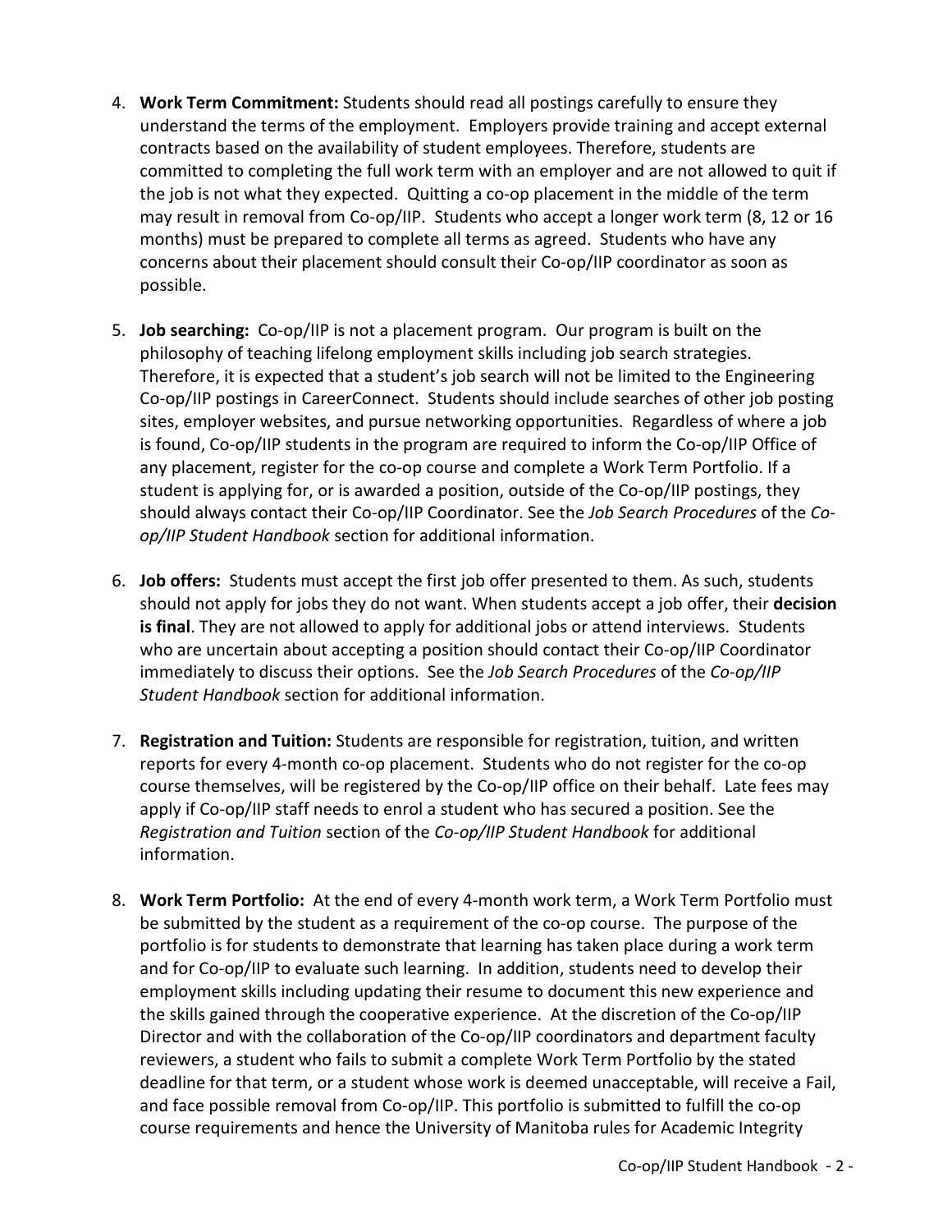4. **Work Term Commitment:** Students should read all postings carefully to ensure they understand the terms of the employment. Employers provide training and accept external contracts based on the availability of student employees. Therefore, students are committed to completing the full work term with an employer and are not allowed to quit if the job is not what they expected. Quitting a co-op placement in the middle of the term may result in removal from Co-op/IIP. Students who accept a longer work term (8, 12 or 16 months) must be prepared to complete all terms as agreed. Students who have any concerns about their placement should consult their Co-op/IIP coordinator as soon as possible.

5. **Job searching:** Co-op/IIP is not a placement program. Our program is built on the philosophy of teaching lifelong employment skills including job search strategies. Therefore, it is expected that a student's job search will not be limited to the Engineering Co-op/IIP postings in CareerConnect. Students should include searches of other job posting sites, employer websites, and pursue networking opportunities. Regardless of where a job is found, Co-op/IIP students in the program are required to inform the Co-op/IIP Office of any placement, register for the co-op course and complete a Work Term Portfolio. If a student is applying for, or is awarded a position, outside of the Co-op/IIP postings, they should always contact their Co-op/IIP Coordinator. See the *Job Search Procedures* of the *Co-op/IIP Student Handbook* section for additional information.

6. **Job offers:** Students must accept the first job offer presented to them. As such, students should not apply for jobs they do not want. When students accept a job offer, their **decision is final**. They are not allowed to apply for additional jobs or attend interviews. Students who are uncertain about accepting a position should contact their Co-op/IIP Coordinator immediately to discuss their options. See the *Job Search Procedures* of the *Co-op/IIP Student Handbook* section for additional information.

7. **Registration and Tuition:** Students are responsible for registration, tuition, and written reports for every 4-month co-op placement. Students who do not register for the co-op course themselves, will be registered by the Co-op/IIP office on their behalf. Late fees may apply if Co-op/IIP staff needs to enrol a student who has secured a position. See the *Registration and Tuition* section of the *Co-op/IIP Student Handbook* for additional information.

8. **Work Term Portfolio:** At the end of every 4-month work term, a Work Term Portfolio must be submitted by the student as a requirement of the co-op course. The purpose of the portfolio is for students to demonstrate that learning has taken place during a work term and for Co-op/IIP to evaluate such learning. In addition, students need to develop their employment skills including updating their resume to document this new experience and the skills gained through the cooperative experience. At the discretion of the Co-op/IIP Director and with the collaboration of the Co-op/IIP coordinators and department faculty reviewers, a student who fails to submit a complete Work Term Portfolio by the stated deadline for that term, or a student whose work is deemed unacceptable, will receive a Fail, and face possible removal from Co-op/IIP. This portfolio is submitted to fulfill the co-op course requirements and hence the University of Manitoba rules for Academic Integrity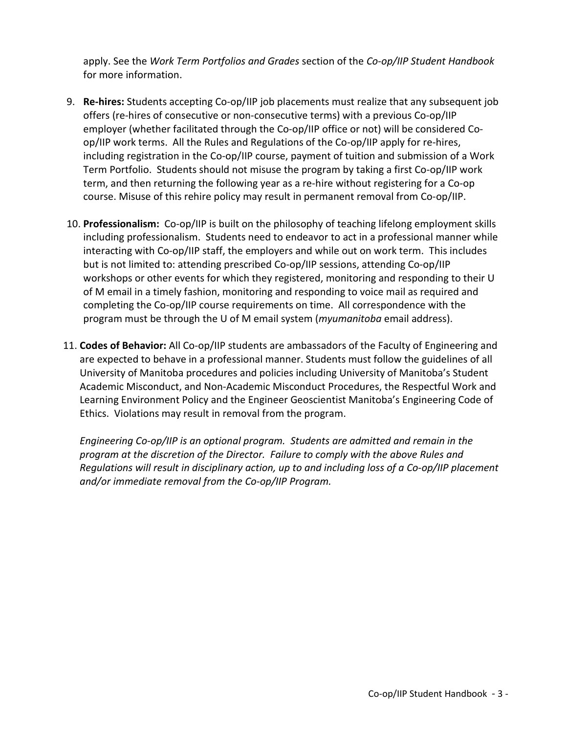apply. See the *Work Term Portfolios and Grades* section of the *Co-op/IIP Student Handbook* for more information.

9. **Re-hires:** Students accepting Co-op/IIP job placements must realize that any subsequent job offers (re-hires of consecutive or non-consecutive terms) with a previous Co-op/IIP employer (whether facilitated through the Co-op/IIP office or not) will be considered Co-op/IIP work terms. All the Rules and Regulations of the Co-op/IIP apply for re-hires, including registration in the Co-op/IIP course, payment of tuition and submission of a Work Term Portfolio. Students should not misuse the program by taking a first Co-op/IIP work term, and then returning the following year as a re-hire without registering for a Co-op course. Misuse of this rehire policy may result in permanent removal from Co-op/IIP.

10. **Professionalism:** Co-op/IIP is built on the philosophy of teaching lifelong employment skills including professionalism. Students need to endeavor to act in a professional manner while interacting with Co-op/IIP staff, the employers and while out on work term. This includes but is not limited to: attending prescribed Co-op/IIP sessions, attending Co-op/IIP workshops or other events for which they registered, monitoring and responding to their U of M email in a timely fashion, monitoring and responding to voice mail as required and completing the Co-op/IIP course requirements on time. All correspondence with the program must be through the U of M email system (*myumanitoba* email address).

11. **Codes of Behavior:** All Co-op/IIP students are ambassadors of the Faculty of Engineering and are expected to behave in a professional manner. Students must follow the guidelines of all University of Manitoba procedures and policies including University of Manitoba's Student Academic Misconduct, and Non-Academic Misconduct Procedures, the Respectful Work and Learning Environment Policy and the Engineer Geoscientist Manitoba's Engineering Code of Ethics. Violations may result in removal from the program.

    *Engineering Co-op/IIP is an optional program. Students are admitted and remain in the program at the discretion of the Director. Failure to comply with the above Rules and Regulations will result in disciplinary action, up to and including loss of a Co-op/IIP placement and/or immediate removal from the Co-op/IIP Program.*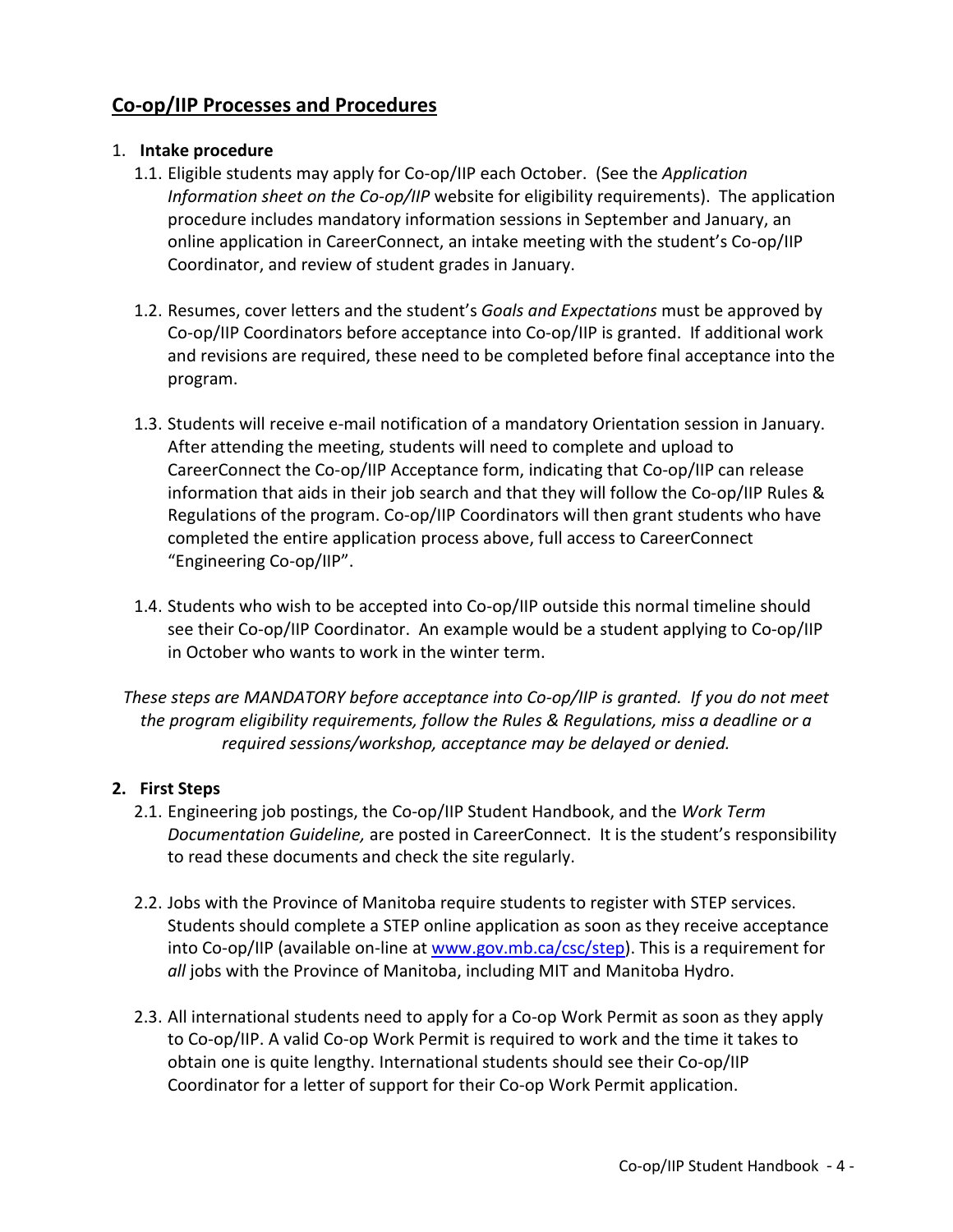## Co-op/IIP Processes and Procedures

1. **Intake procedure**

   1.1. Eligible students may apply for Co-op/IIP each October. (See the *Application Information sheet on the Co-op/IIP* website for eligibility requirements). The application procedure includes mandatory information sessions in September and January, an online application in CareerConnect, an intake meeting with the student's Co-op/IIP Coordinator, and review of student grades in January.

   1.2. Resumes, cover letters and the student's *Goals and Expectations* must be approved by Co-op/IIP Coordinators before acceptance into Co-op/IIP is granted. If additional work and revisions are required, these need to be completed before final acceptance into the program.

   1.3. Students will receive e-mail notification of a mandatory Orientation session in January. After attending the meeting, students will need to complete and upload to CareerConnect the Co-op/IIP Acceptance form, indicating that Co-op/IIP can release information that aids in their job search and that they will follow the Co-op/IIP Rules & Regulations of the program. Co-op/IIP Coordinators will then grant students who have completed the entire application process above, full access to CareerConnect "Engineering Co-op/IIP".

   1.4. Students who wish to be accepted into Co-op/IIP outside this normal timeline should see their Co-op/IIP Coordinator. An example would be a student applying to Co-op/IIP in October who wants to work in the winter term.

*These steps are MANDATORY before acceptance into Co-op/IIP is granted. If you do not meet the program eligibility requirements, follow the Rules & Regulations, miss a deadline or a required sessions/workshop, acceptance may be delayed or denied.*

2. **First Steps**

   2.1. Engineering job postings, the Co-op/IIP Student Handbook, and the *Work Term Documentation Guideline,* are posted in CareerConnect. It is the student's responsibility to read these documents and check the site regularly.

   2.2. Jobs with the Province of Manitoba require students to register with STEP services. Students should complete a STEP online application as soon as they receive acceptance into Co-op/IIP (available on-line at [www.gov.mb.ca/csc/step](www.gov.mb.ca/csc/step)). This is a requirement for *all* jobs with the Province of Manitoba, including MIT and Manitoba Hydro.

   2.3. All international students need to apply for a Co-op Work Permit as soon as they apply to Co-op/IIP. A valid Co-op Work Permit is required to work and the time it takes to obtain one is quite lengthy. International students should see their Co-op/IIP Coordinator for a letter of support for their Co-op Work Permit application.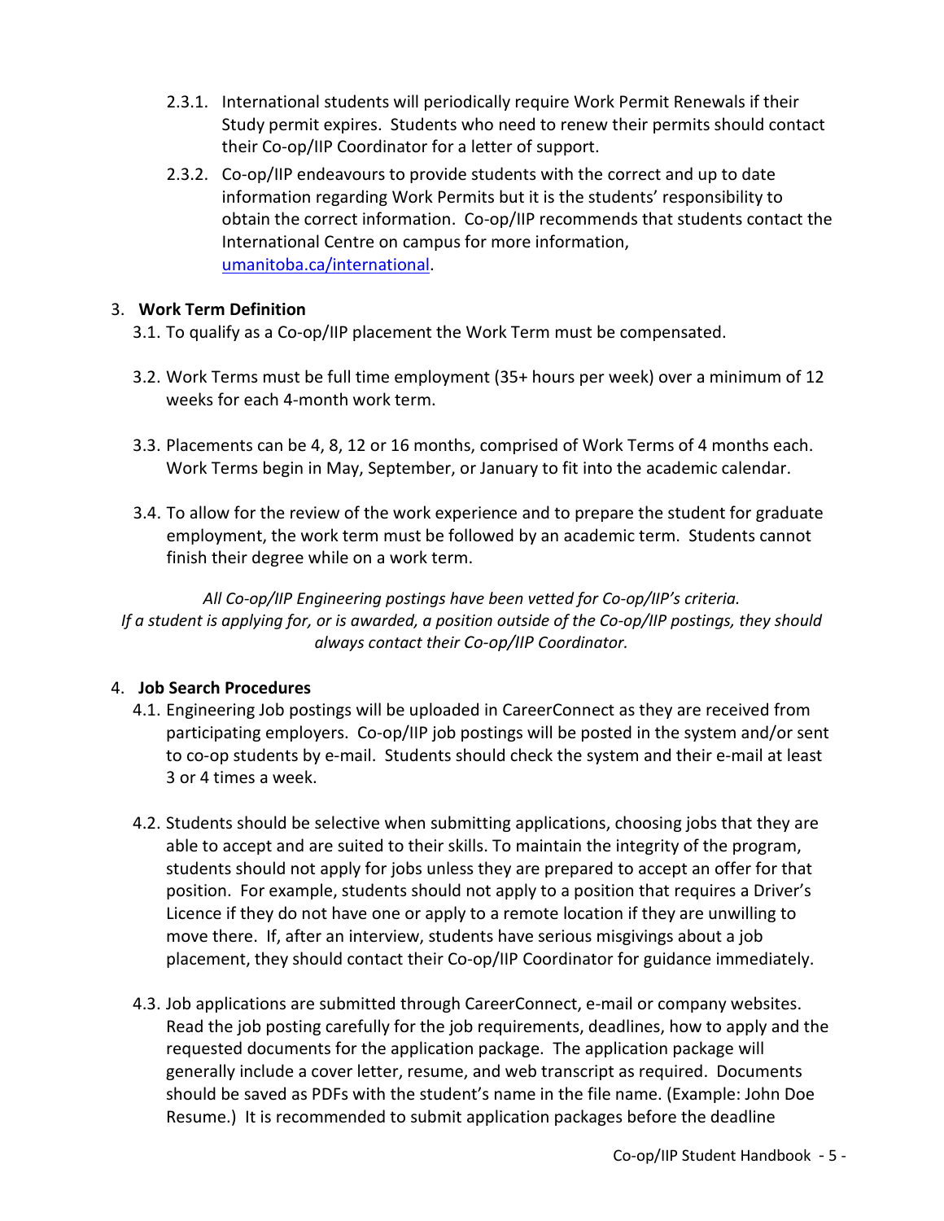2.3.1. International students will periodically require Work Permit Renewals if their Study permit expires. Students who need to renew their permits should contact their Co-op/IIP Coordinator for a letter of support.

2.3.2. Co-op/IIP endeavours to provide students with the correct and up to date information regarding Work Permits but it is the students' responsibility to obtain the correct information. Co-op/IIP recommends that students contact the International Centre on campus for more information, [umanitoba.ca/international](umanitoba.ca/international).

## 3. **Work Term Definition**

3.1. To qualify as a Co-op/IIP placement the Work Term must be compensated.

3.2. Work Terms must be full time employment (35+ hours per week) over a minimum of 12 weeks for each 4-month work term.

3.3. Placements can be 4, 8, 12 or 16 months, comprised of Work Terms of 4 months each. Work Terms begin in May, September, or January to fit into the academic calendar.

3.4. To allow for the review of the work experience and to prepare the student for graduate employment, the work term must be followed by an academic term. Students cannot finish their degree while on a work term.

*All Co-op/IIP Engineering postings have been vetted for Co-op/IIP's criteria.*
*If a student is applying for, or is awarded, a position outside of the Co-op/IIP postings, they should always contact their Co-op/IIP Coordinator.*

## 4. **Job Search Procedures**

4.1. Engineering Job postings will be uploaded in CareerConnect as they are received from participating employers. Co-op/IIP job postings will be posted in the system and/or sent to co-op students by e-mail. Students should check the system and their e-mail at least 3 or 4 times a week.

4.2. Students should be selective when submitting applications, choosing jobs that they are able to accept and are suited to their skills. To maintain the integrity of the program, students should not apply for jobs unless they are prepared to accept an offer for that position. For example, students should not apply to a position that requires a Driver's Licence if they do not have one or apply to a remote location if they are unwilling to move there. If, after an interview, students have serious misgivings about a job placement, they should contact their Co-op/IIP Coordinator for guidance immediately.

4.3. Job applications are submitted through CareerConnect, e-mail or company websites. Read the job posting carefully for the job requirements, deadlines, how to apply and the requested documents for the application package. The application package will generally include a cover letter, resume, and web transcript as required. Documents should be saved as PDFs with the student's name in the file name. (Example: John Doe Resume.) It is recommended to submit application packages before the deadline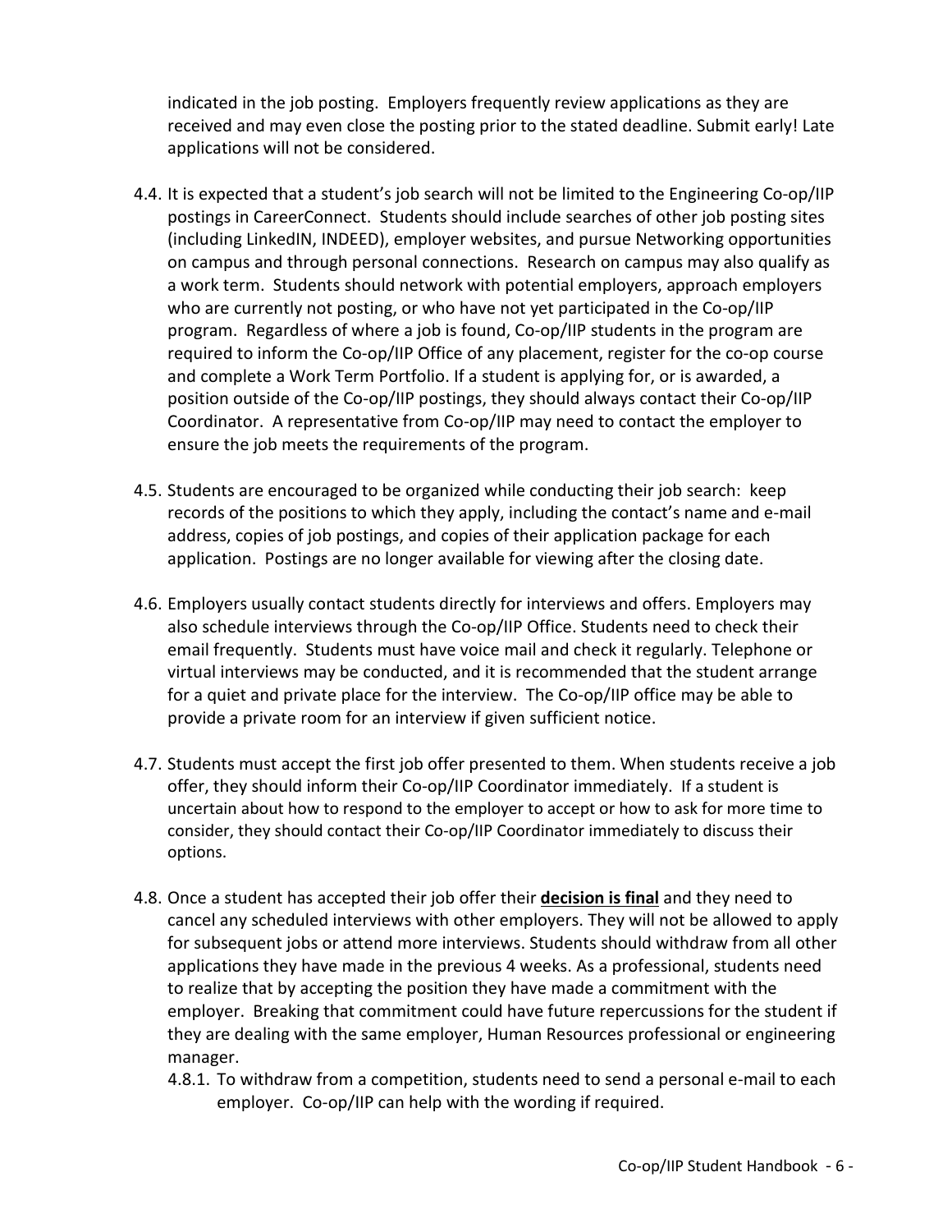indicated in the job posting. Employers frequently review applications as they are received and may even close the posting prior to the stated deadline. Submit early! Late applications will not be considered.

4.4. It is expected that a student's job search will not be limited to the Engineering Co-op/IIP postings in CareerConnect. Students should include searches of other job posting sites (including LinkedIN, INDEED), employer websites, and pursue Networking opportunities on campus and through personal connections. Research on campus may also qualify as a work term. Students should network with potential employers, approach employers who are currently not posting, or who have not yet participated in the Co-op/IIP program. Regardless of where a job is found, Co-op/IIP students in the program are required to inform the Co-op/IIP Office of any placement, register for the co-op course and complete a Work Term Portfolio. If a student is applying for, or is awarded, a position outside of the Co-op/IIP postings, they should always contact their Co-op/IIP Coordinator. A representative from Co-op/IIP may need to contact the employer to ensure the job meets the requirements of the program.

4.5. Students are encouraged to be organized while conducting their job search: keep records of the positions to which they apply, including the contact's name and e-mail address, copies of job postings, and copies of their application package for each application. Postings are no longer available for viewing after the closing date.

4.6. Employers usually contact students directly for interviews and offers. Employers may also schedule interviews through the Co-op/IIP Office. Students need to check their email frequently. Students must have voice mail and check it regularly. Telephone or virtual interviews may be conducted, and it is recommended that the student arrange for a quiet and private place for the interview. The Co-op/IIP office may be able to provide a private room for an interview if given sufficient notice.

4.7. Students must accept the first job offer presented to them. When students receive a job offer, they should inform their Co-op/IIP Coordinator immediately. If a student is uncertain about how to respond to the employer to accept or how to ask for more time to consider, they should contact their Co-op/IIP Coordinator immediately to discuss their options.

4.8. Once a student has accepted their job offer their <u>**decision is final**</u> and they need to cancel any scheduled interviews with other employers. They will not be allowed to apply for subsequent jobs or attend more interviews. Students should withdraw from all other applications they have made in the previous 4 weeks. As a professional, students need to realize that by accepting the position they have made a commitment with the employer. Breaking that commitment could have future repercussions for the student if they are dealing with the same employer, Human Resources professional or engineering manager.

   4.8.1. To withdraw from a competition, students need to send a personal e-mail to each employer. Co-op/IIP can help with the wording if required.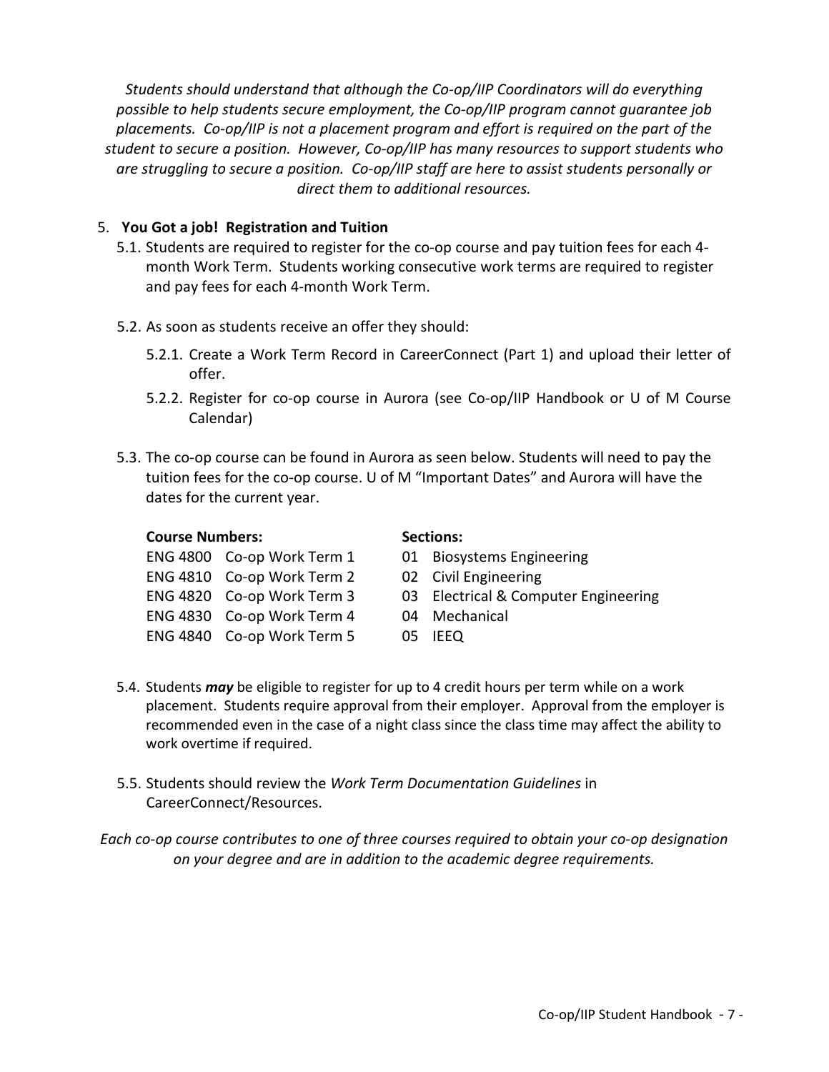*Students should understand that although the Co-op/IIP Coordinators will do everything possible to help students secure employment, the Co-op/IIP program cannot guarantee job placements. Co-op/IIP is not a placement program and effort is required on the part of the student to secure a position. However, Co-op/IIP has many resources to support students who are struggling to secure a position. Co-op/IIP staff are here to assist students personally or direct them to additional resources.*

5. **You Got a job! Registration and Tuition**

5.1. Students are required to register for the co-op course and pay tuition fees for each 4-month Work Term. Students working consecutive work terms are required to register and pay fees for each 4-month Work Term.

5.2. As soon as students receive an offer they should:

5.2.1. Create a Work Term Record in CareerConnect (Part 1) and upload their letter of offer.

5.2.2. Register for co-op course in Aurora (see Co-op/IIP Handbook or U of M Course Calendar)

5.3. The co-op course can be found in Aurora as seen below. Students will need to pay the tuition fees for the co-op course. U of M "Important Dates" and Aurora will have the dates for the current year.

| **Course Numbers:** | | **Sections:** | |
|---|---|---|---|
| ENG 4800 | Co-op Work Term 1 | 01 | Biosystems Engineering |
| ENG 4810 | Co-op Work Term 2 | 02 | Civil Engineering |
| ENG 4820 | Co-op Work Term 3 | 03 | Electrical & Computer Engineering |
| ENG 4830 | Co-op Work Term 4 | 04 | Mechanical |
| ENG 4840 | Co-op Work Term 5 | 05 | IEEQ |

5.4. Students ***may*** be eligible to register for up to 4 credit hours per term while on a work placement. Students require approval from their employer. Approval from the employer is recommended even in the case of a night class since the class time may affect the ability to work overtime if required.

5.5. Students should review the *Work Term Documentation Guidelines* in CareerConnect/Resources.

*Each co-op course contributes to one of three courses required to obtain your co-op designation on your degree and are in addition to the academic degree requirements.*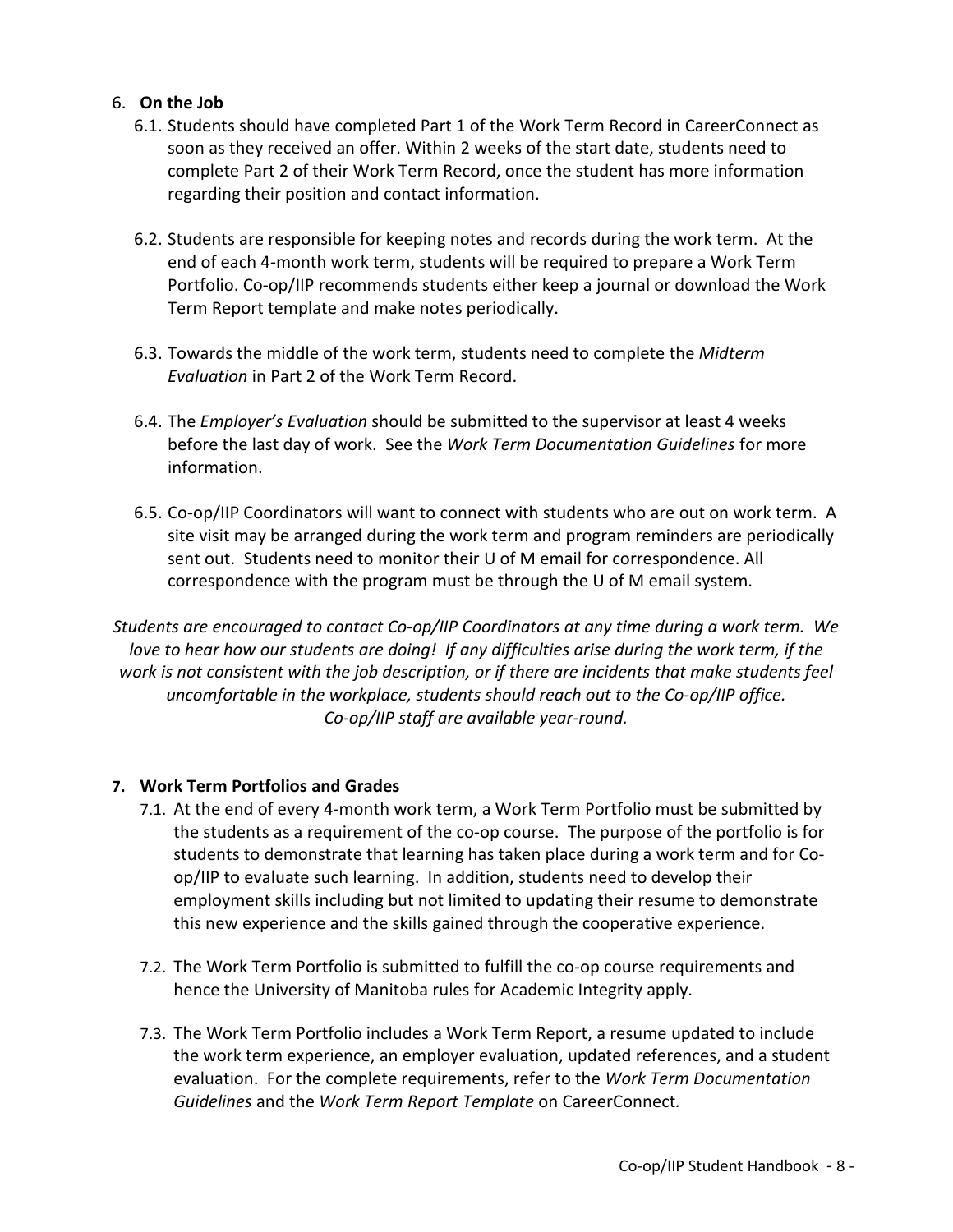## 6. On the Job

6.1. Students should have completed Part 1 of the Work Term Record in CareerConnect as soon as they received an offer. Within 2 weeks of the start date, students need to complete Part 2 of their Work Term Record, once the student has more information regarding their position and contact information.

6.2. Students are responsible for keeping notes and records during the work term. At the end of each 4-month work term, students will be required to prepare a Work Term Portfolio. Co-op/IIP recommends students either keep a journal or download the Work Term Report template and make notes periodically.

6.3. Towards the middle of the work term, students need to complete the *Midterm Evaluation* in Part 2 of the Work Term Record.

6.4. The *Employer's Evaluation* should be submitted to the supervisor at least 4 weeks before the last day of work. See the *Work Term Documentation Guidelines* for more information.

6.5. Co-op/IIP Coordinators will want to connect with students who are out on work term. A site visit may be arranged during the work term and program reminders are periodically sent out. Students need to monitor their U of M email for correspondence. All correspondence with the program must be through the U of M email system.

*Students are encouraged to contact Co-op/IIP Coordinators at any time during a work term. We love to hear how our students are doing! If any difficulties arise during the work term, if the work is not consistent with the job description, or if there are incidents that make students feel uncomfortable in the workplace, students should reach out to the Co-op/IIP office. Co-op/IIP staff are available year-round.*

## 7. Work Term Portfolios and Grades

7.1. At the end of every 4-month work term, a Work Term Portfolio must be submitted by the students as a requirement of the co-op course. The purpose of the portfolio is for students to demonstrate that learning has taken place during a work term and for Co-op/IIP to evaluate such learning. In addition, students need to develop their employment skills including but not limited to updating their resume to demonstrate this new experience and the skills gained through the cooperative experience.

7.2. The Work Term Portfolio is submitted to fulfill the co-op course requirements and hence the University of Manitoba rules for Academic Integrity apply.

7.3. The Work Term Portfolio includes a Work Term Report, a resume updated to include the work term experience, an employer evaluation, updated references, and a student evaluation. For the complete requirements, refer to the *Work Term Documentation Guidelines* and the *Work Term Report Template* on CareerConnect.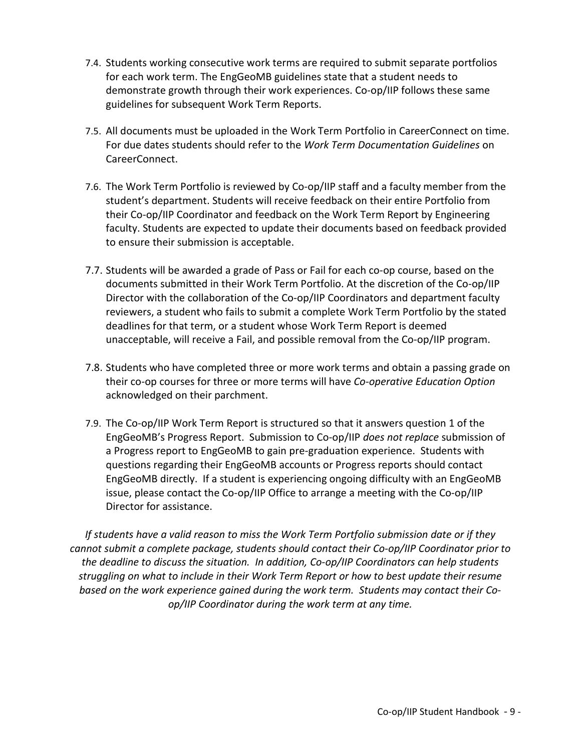7.4. Students working consecutive work terms are required to submit separate portfolios for each work term. The EngGeoMB guidelines state that a student needs to demonstrate growth through their work experiences. Co-op/IIP follows these same guidelines for subsequent Work Term Reports.

7.5. All documents must be uploaded in the Work Term Portfolio in CareerConnect on time. For due dates students should refer to the *Work Term Documentation Guidelines* on CareerConnect.

7.6. The Work Term Portfolio is reviewed by Co-op/IIP staff and a faculty member from the student's department. Students will receive feedback on their entire Portfolio from their Co-op/IIP Coordinator and feedback on the Work Term Report by Engineering faculty. Students are expected to update their documents based on feedback provided to ensure their submission is acceptable.

7.7. Students will be awarded a grade of Pass or Fail for each co-op course, based on the documents submitted in their Work Term Portfolio. At the discretion of the Co-op/IIP Director with the collaboration of the Co-op/IIP Coordinators and department faculty reviewers, a student who fails to submit a complete Work Term Portfolio by the stated deadlines for that term, or a student whose Work Term Report is deemed unacceptable, will receive a Fail, and possible removal from the Co-op/IIP program.

7.8. Students who have completed three or more work terms and obtain a passing grade on their co-op courses for three or more terms will have *Co-operative Education Option* acknowledged on their parchment.

7.9. The Co-op/IIP Work Term Report is structured so that it answers question 1 of the EngGeoMB's Progress Report. Submission to Co-op/IIP *does not replace* submission of a Progress report to EngGeoMB to gain pre-graduation experience. Students with questions regarding their EngGeoMB accounts or Progress reports should contact EngGeoMB directly. If a student is experiencing ongoing difficulty with an EngGeoMB issue, please contact the Co-op/IIP Office to arrange a meeting with the Co-op/IIP Director for assistance.

*If students have a valid reason to miss the Work Term Portfolio submission date or if they cannot submit a complete package, students should contact their Co-op/IIP Coordinator prior to the deadline to discuss the situation. In addition, Co-op/IIP Coordinators can help students struggling on what to include in their Work Term Report or how to best update their resume based on the work experience gained during the work term. Students may contact their Co-op/IIP Coordinator during the work term at any time.*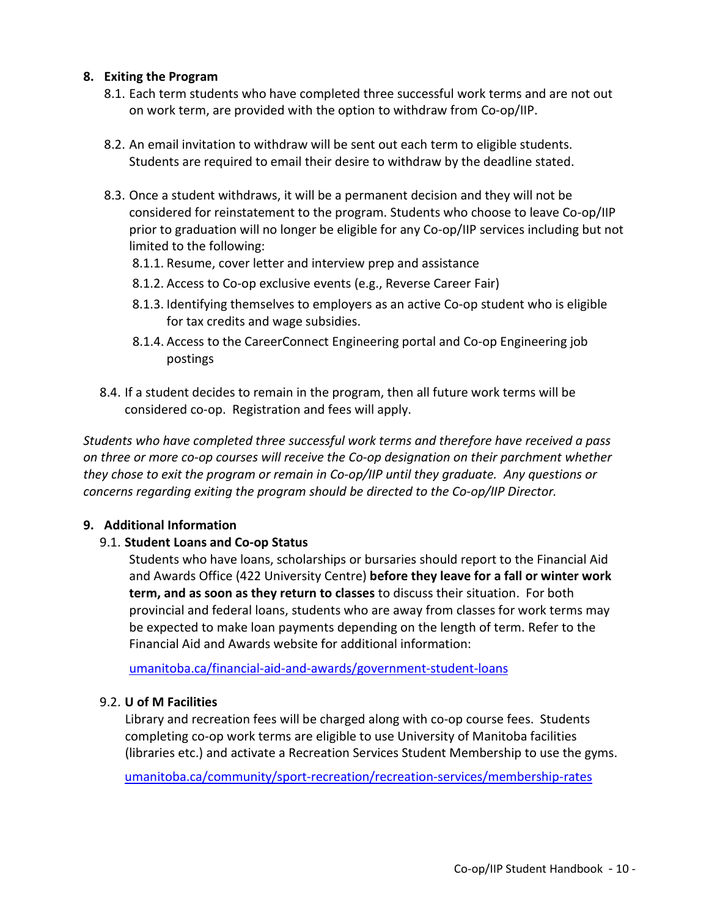## 8. Exiting the Program

8.1. Each term students who have completed three successful work terms and are not out on work term, are provided with the option to withdraw from Co-op/IIP.

8.2. An email invitation to withdraw will be sent out each term to eligible students. Students are required to email their desire to withdraw by the deadline stated.

8.3. Once a student withdraws, it will be a permanent decision and they will not be considered for reinstatement to the program. Students who choose to leave Co-op/IIP prior to graduation will no longer be eligible for any Co-op/IIP services including but not limited to the following:

- 8.1.1. Resume, cover letter and interview prep and assistance
- 8.1.2. Access to Co-op exclusive events (e.g., Reverse Career Fair)
- 8.1.3. Identifying themselves to employers as an active Co-op student who is eligible for tax credits and wage subsidies.
- 8.1.4. Access to the CareerConnect Engineering portal and Co-op Engineering job postings

8.4. If a student decides to remain in the program, then all future work terms will be considered co-op. Registration and fees will apply.

*Students who have completed three successful work terms and therefore have received a pass on three or more co-op courses will receive the Co-op designation on their parchment whether they chose to exit the program or remain in Co-op/IIP until they graduate. Any questions or concerns regarding exiting the program should be directed to the Co-op/IIP Director.*

## 9. Additional Information

9.1. **Student Loans and Co-op Status**

Students who have loans, scholarships or bursaries should report to the Financial Aid and Awards Office (422 University Centre) **before they leave for a fall or winter work term, and as soon as they return to classes** to discuss their situation. For both provincial and federal loans, students who are away from classes for work terms may be expected to make loan payments depending on the length of term. Refer to the Financial Aid and Awards website for additional information:

umanitoba.ca/financial-aid-and-awards/government-student-loans

9.2. **U of M Facilities**

Library and recreation fees will be charged along with co-op course fees. Students completing co-op work terms are eligible to use University of Manitoba facilities (libraries etc.) and activate a Recreation Services Student Membership to use the gyms.

umanitoba.ca/community/sport-recreation/recreation-services/membership-rates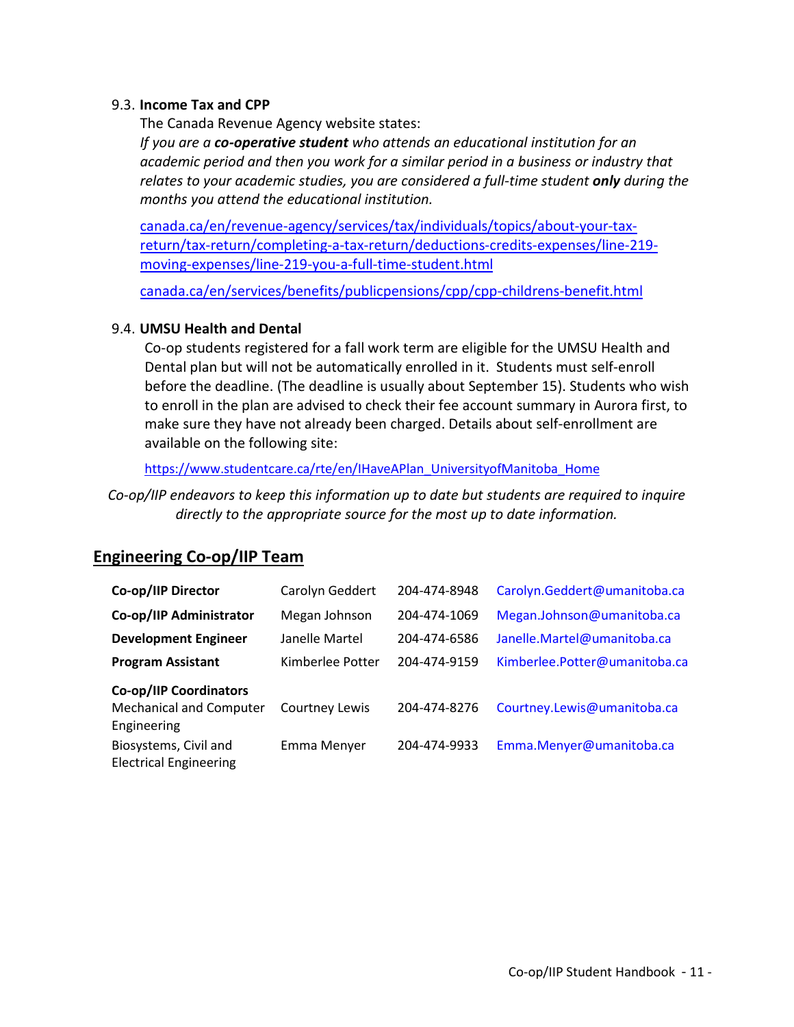### 9.3. **Income Tax and CPP**

The Canada Revenue Agency website states:

*If you are a **co-operative student** who attends an educational institution for an academic period and then you work for a similar period in a business or industry that relates to your academic studies, you are considered a full-time student **only** during the months you attend the educational institution.*

[canada.ca/en/revenue-agency/services/tax/individuals/topics/about-your-tax-return/tax-return/completing-a-tax-return/deductions-credits-expenses/line-219-moving-expenses/line-219-you-a-full-time-student.html](canada.ca/en/revenue-agency/services/tax/individuals/topics/about-your-tax-return/tax-return/completing-a-tax-return/deductions-credits-expenses/line-219-moving-expenses/line-219-you-a-full-time-student.html)

[canada.ca/en/services/benefits/publicpensions/cpp/cpp-childrens-benefit.html](canada.ca/en/services/benefits/publicpensions/cpp/cpp-childrens-benefit.html)

### 9.4. **UMSU Health and Dental**

Co-op students registered for a fall work term are eligible for the UMSU Health and Dental plan but will not be automatically enrolled in it. Students must self-enroll before the deadline. (The deadline is usually about September 15). Students who wish to enroll in the plan are advised to check their fee account summary in Aurora first, to make sure they have not already been charged. Details about self-enrollment are available on the following site:

https://www.studentcare.ca/rte/en/IHaveAPlan_UniversityofManitoba_Home

*Co-op/IIP endeavors to keep this information up to date but students are required to inquire directly to the appropriate source for the most up to date information.*

## Engineering Co-op/IIP Team

| | | | |
|---|---|---|---|
| **Co-op/IIP Director** | Carolyn Geddert | 204-474-8948 | Carolyn.Geddert@umanitoba.ca |
| **Co-op/IIP Administrator** | Megan Johnson | 204-474-1069 | Megan.Johnson@umanitoba.ca |
| **Development Engineer** | Janelle Martel | 204-474-6586 | Janelle.Martel@umanitoba.ca |
| **Program Assistant** | Kimberlee Potter | 204-474-9159 | Kimberlee.Potter@umanitoba.ca |
| **Co-op/IIP Coordinators** | | | |
| Mechanical and Computer Engineering | Courtney Lewis | 204-474-8276 | Courtney.Lewis@umanitoba.ca |
| Biosystems, Civil and Electrical Engineering | Emma Menyer | 204-474-9933 | Emma.Menyer@umanitoba.ca |